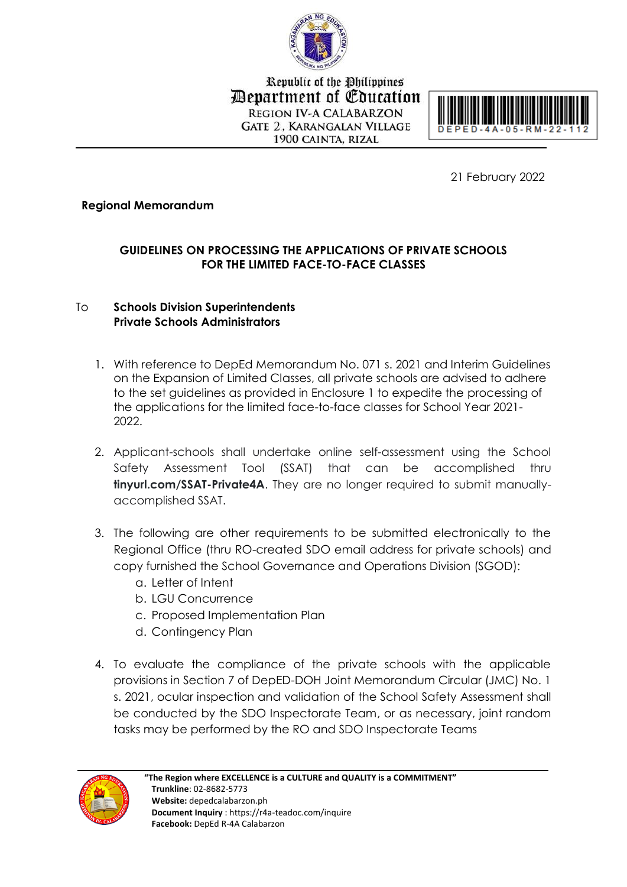Republic of the Philippines
Department of Education
REGION IV-A CALABARZON
GATE 2, KARANGALAN VILLAGE
1900 CAINTA, RIZAL

DEPED-4A-05-RM-22-112

21 February 2022

**Regional Memorandum**

**GUIDELINES ON PROCESSING THE APPLICATIONS OF PRIVATE SCHOOLS FOR THE LIMITED FACE-TO-FACE CLASSES**

To **Schools Division Superintendents**
**Private Schools Administrators**

1. With reference to DepEd Memorandum No. 071 s. 2021 and Interim Guidelines on the Expansion of Limited Classes, all private schools are advised to adhere to the set guidelines as provided in Enclosure 1 to expedite the processing of the applications for the limited face-to-face classes for School Year 2021-2022.

2. Applicant-schools shall undertake online self-assessment using the School Safety Assessment Tool (SSAT) that can be accomplished thru **tinyurl.com/SSAT-Private4A**. They are no longer required to submit manually-accomplished SSAT.

3. The following are other requirements to be submitted electronically to the Regional Office (thru RO-created SDO email address for private schools) and copy furnished the School Governance and Operations Division (SGOD):
   a. Letter of Intent
   b. LGU Concurrence
   c. Proposed Implementation Plan
   d. Contingency Plan

4. To evaluate the compliance of the private schools with the applicable provisions in Section 7 of DepED-DOH Joint Memorandum Circular (JMC) No. 1 s. 2021, ocular inspection and validation of the School Safety Assessment shall be conducted by the SDO Inspectorate Team, or as necessary, joint random tasks may be performed by the RO and SDO Inspectorate Teams

**"The Region where EXCELLENCE is a CULTURE and QUALITY is a COMMITMENT"**
**Trunkline**: 02-8682-5773
**Website:** depedcalabarzon.ph
**Document Inquiry** : https://r4a-teadoc.com/inquire
**Facebook:** DepEd R-4A Calabarzon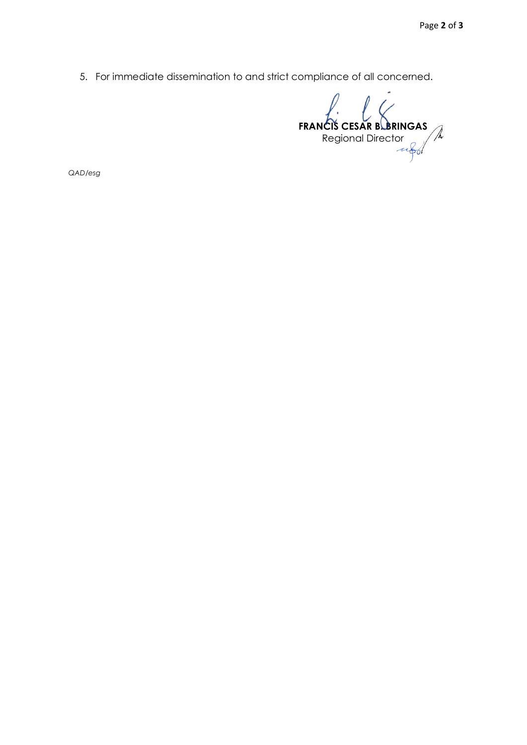5. For immediate dissemination to and strict compliance of all concerned.

**FRANCIS CESAR B. BRINGAS**
Regional Director

*QAD/esg*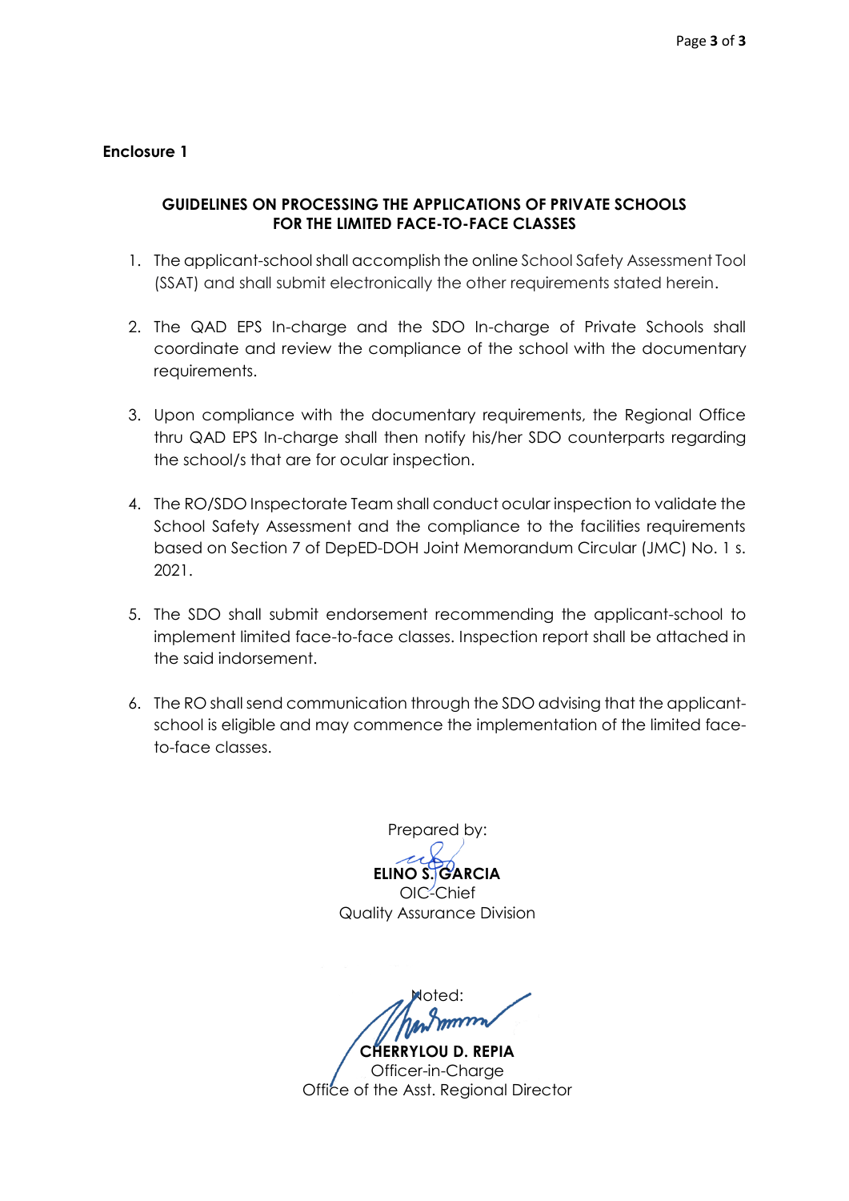**Enclosure 1**

## GUIDELINES ON PROCESSING THE APPLICATIONS OF PRIVATE SCHOOLS FOR THE LIMITED FACE-TO-FACE CLASSES

1. The applicant-school shall accomplish the online School Safety Assessment Tool (SSAT) and shall submit electronically the other requirements stated herein.

2. The QAD EPS In-charge and the SDO In-charge of Private Schools shall coordinate and review the compliance of the school with the documentary requirements.

3. Upon compliance with the documentary requirements, the Regional Office thru QAD EPS In-charge shall then notify his/her SDO counterparts regarding the school/s that are for ocular inspection.

4. The RO/SDO Inspectorate Team shall conduct ocular inspection to validate the School Safety Assessment and the compliance to the facilities requirements based on Section 7 of DepED-DOH Joint Memorandum Circular (JMC) No. 1 s. 2021.

5. The SDO shall submit endorsement recommending the applicant-school to implement limited face-to-face classes. Inspection report shall be attached in the said indorsement.

6. The RO shall send communication through the SDO advising that the applicant-school is eligible and may commence the implementation of the limited face-to-face classes.

Prepared by:

**ELINO S. GARCIA**
OIC-Chief
Quality Assurance Division

Noted:

**CHERRYLOU D. REPIA**
Officer-in-Charge
Office of the Asst. Regional Director